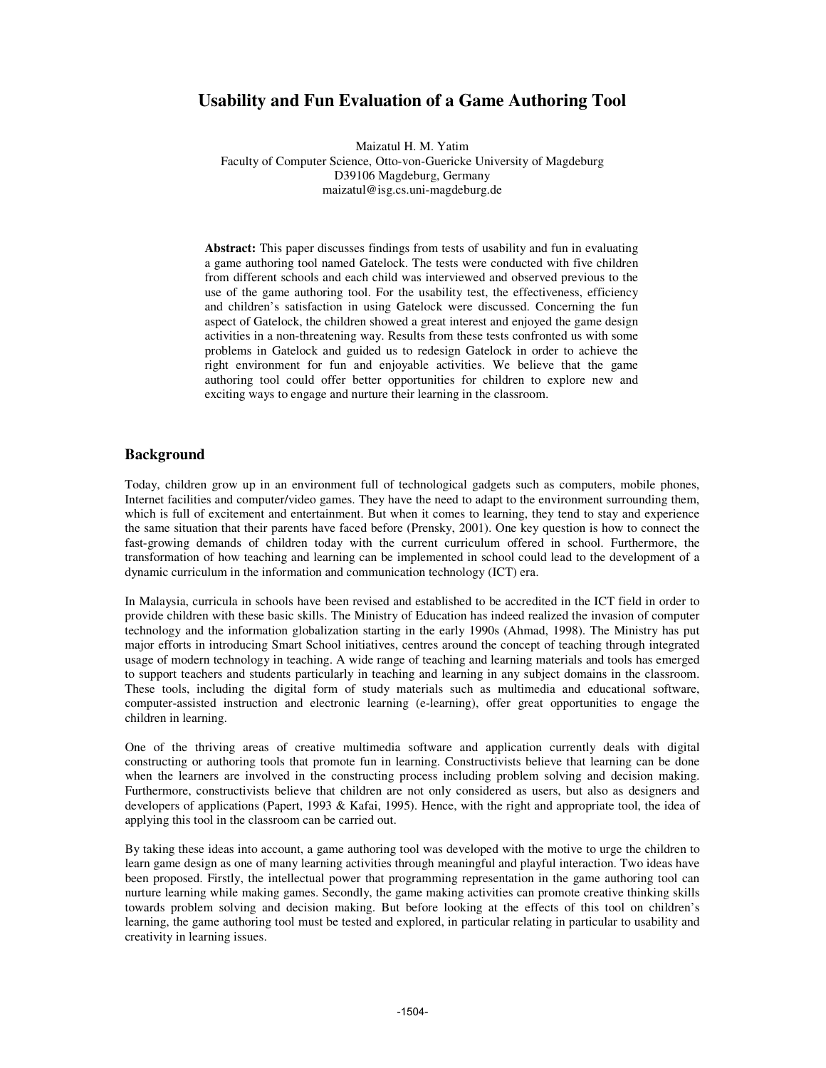# Usability and Fun Evaluation of a Game Authoring Tool

Maizatul H. M. Yatim
Faculty of Computer Science, Otto-von-Guericke University of Magdeburg
D39106 Magdeburg, Germany
maizatul@isg.cs.uni-magdeburg.de

**Abstract:** This paper discusses findings from tests of usability and fun in evaluating a game authoring tool named Gatelock. The tests were conducted with five children from different schools and each child was interviewed and observed previous to the use of the game authoring tool. For the usability test, the effectiveness, efficiency and children's satisfaction in using Gatelock were discussed. Concerning the fun aspect of Gatelock, the children showed a great interest and enjoyed the game design activities in a non-threatening way. Results from these tests confronted us with some problems in Gatelock and guided us to redesign Gatelock in order to achieve the right environment for fun and enjoyable activities. We believe that the game authoring tool could offer better opportunities for children to explore new and exciting ways to engage and nurture their learning in the classroom.

## Background

Today, children grow up in an environment full of technological gadgets such as computers, mobile phones, Internet facilities and computer/video games. They have the need to adapt to the environment surrounding them, which is full of excitement and entertainment. But when it comes to learning, they tend to stay and experience the same situation that their parents have faced before (Prensky, 2001). One key question is how to connect the fast-growing demands of children today with the current curriculum offered in school. Furthermore, the transformation of how teaching and learning can be implemented in school could lead to the development of a dynamic curriculum in the information and communication technology (ICT) era.

In Malaysia, curricula in schools have been revised and established to be accredited in the ICT field in order to provide children with these basic skills. The Ministry of Education has indeed realized the invasion of computer technology and the information globalization starting in the early 1990s (Ahmad, 1998). The Ministry has put major efforts in introducing Smart School initiatives, centres around the concept of teaching through integrated usage of modern technology in teaching. A wide range of teaching and learning materials and tools has emerged to support teachers and students particularly in teaching and learning in any subject domains in the classroom. These tools, including the digital form of study materials such as multimedia and educational software, computer-assisted instruction and electronic learning (e-learning), offer great opportunities to engage the children in learning.

One of the thriving areas of creative multimedia software and application currently deals with digital constructing or authoring tools that promote fun in learning. Constructivists believe that learning can be done when the learners are involved in the constructing process including problem solving and decision making. Furthermore, constructivists believe that children are not only considered as users, but also as designers and developers of applications (Papert, 1993 & Kafai, 1995). Hence, with the right and appropriate tool, the idea of applying this tool in the classroom can be carried out.

By taking these ideas into account, a game authoring tool was developed with the motive to urge the children to learn game design as one of many learning activities through meaningful and playful interaction. Two ideas have been proposed. Firstly, the intellectual power that programming representation in the game authoring tool can nurture learning while making games. Secondly, the game making activities can promote creative thinking skills towards problem solving and decision making. But before looking at the effects of this tool on children's learning, the game authoring tool must be tested and explored, in particular relating in particular to usability and creativity in learning issues.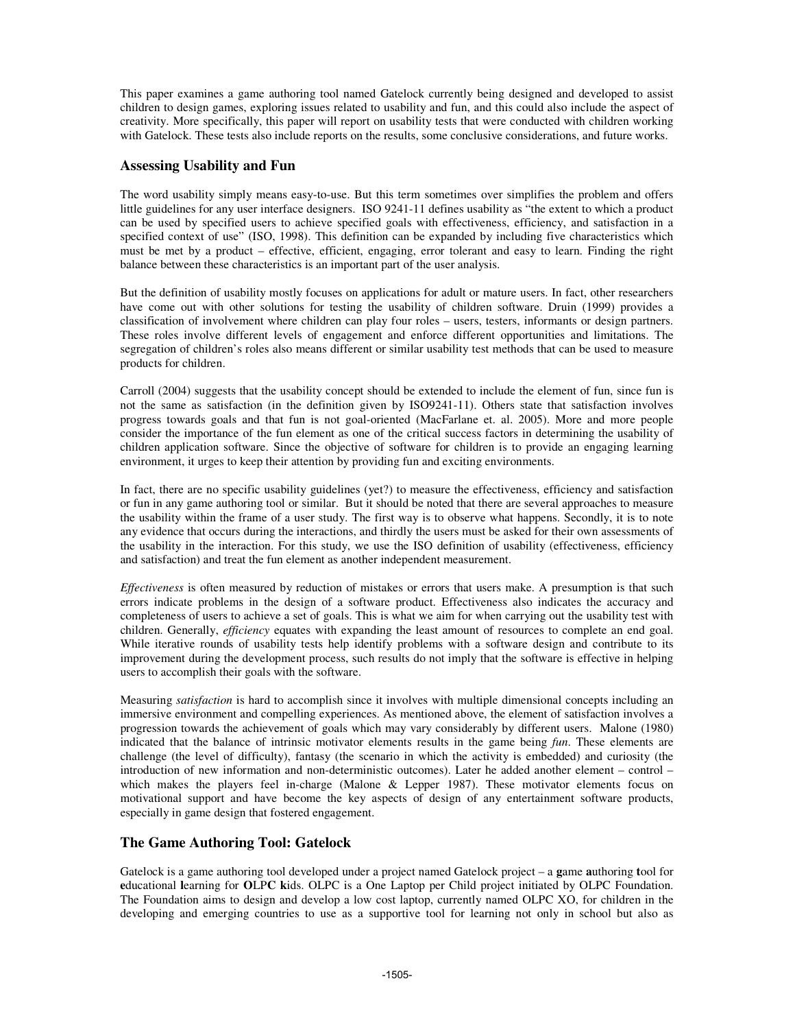This paper examines a game authoring tool named Gatelock currently being designed and developed to assist children to design games, exploring issues related to usability and fun, and this could also include the aspect of creativity. More specifically, this paper will report on usability tests that were conducted with children working with Gatelock. These tests also include reports on the results, some conclusive considerations, and future works.

## Assessing Usability and Fun

The word usability simply means easy-to-use. But this term sometimes over simplifies the problem and offers little guidelines for any user interface designers. ISO 9241-11 defines usability as "the extent to which a product can be used by specified users to achieve specified goals with effectiveness, efficiency, and satisfaction in a specified context of use" (ISO, 1998). This definition can be expanded by including five characteristics which must be met by a product – effective, efficient, engaging, error tolerant and easy to learn. Finding the right balance between these characteristics is an important part of the user analysis.

But the definition of usability mostly focuses on applications for adult or mature users. In fact, other researchers have come out with other solutions for testing the usability of children software. Druin (1999) provides a classification of involvement where children can play four roles – users, testers, informants or design partners. These roles involve different levels of engagement and enforce different opportunities and limitations. The segregation of children's roles also means different or similar usability test methods that can be used to measure products for children.

Carroll (2004) suggests that the usability concept should be extended to include the element of fun, since fun is not the same as satisfaction (in the definition given by ISO9241-11). Others state that satisfaction involves progress towards goals and that fun is not goal-oriented (MacFarlane et. al. 2005). More and more people consider the importance of the fun element as one of the critical success factors in determining the usability of children application software. Since the objective of software for children is to provide an engaging learning environment, it urges to keep their attention by providing fun and exciting environments.

In fact, there are no specific usability guidelines (yet?) to measure the effectiveness, efficiency and satisfaction or fun in any game authoring tool or similar. But it should be noted that there are several approaches to measure the usability within the frame of a user study. The first way is to observe what happens. Secondly, it is to note any evidence that occurs during the interactions, and thirdly the users must be asked for their own assessments of the usability in the interaction. For this study, we use the ISO definition of usability (effectiveness, efficiency and satisfaction) and treat the fun element as another independent measurement.

*Effectiveness* is often measured by reduction of mistakes or errors that users make. A presumption is that such errors indicate problems in the design of a software product. Effectiveness also indicates the accuracy and completeness of users to achieve a set of goals. This is what we aim for when carrying out the usability test with children. Generally, *efficiency* equates with expanding the least amount of resources to complete an end goal. While iterative rounds of usability tests help identify problems with a software design and contribute to its improvement during the development process, such results do not imply that the software is effective in helping users to accomplish their goals with the software.

Measuring *satisfaction* is hard to accomplish since it involves with multiple dimensional concepts including an immersive environment and compelling experiences. As mentioned above, the element of satisfaction involves a progression towards the achievement of goals which may vary considerably by different users. Malone (1980) indicated that the balance of intrinsic motivator elements results in the game being *fun*. These elements are challenge (the level of difficulty), fantasy (the scenario in which the activity is embedded) and curiosity (the introduction of new information and non-deterministic outcomes). Later he added another element – control – which makes the players feel in-charge (Malone & Lepper 1987). These motivator elements focus on motivational support and have become the key aspects of design of any entertainment software products, especially in game design that fostered engagement.

## The Game Authoring Tool: Gatelock

Gatelock is a game authoring tool developed under a project named Gatelock project – a **g**ame **a**uthoring **t**ool for **e**ducational **l**earning for **O**LPC **k**ids. OLPC is a One Laptop per Child project initiated by OLPC Foundation. The Foundation aims to design and develop a low cost laptop, currently named OLPC XO, for children in the developing and emerging countries to use as a supportive tool for learning not only in school but also as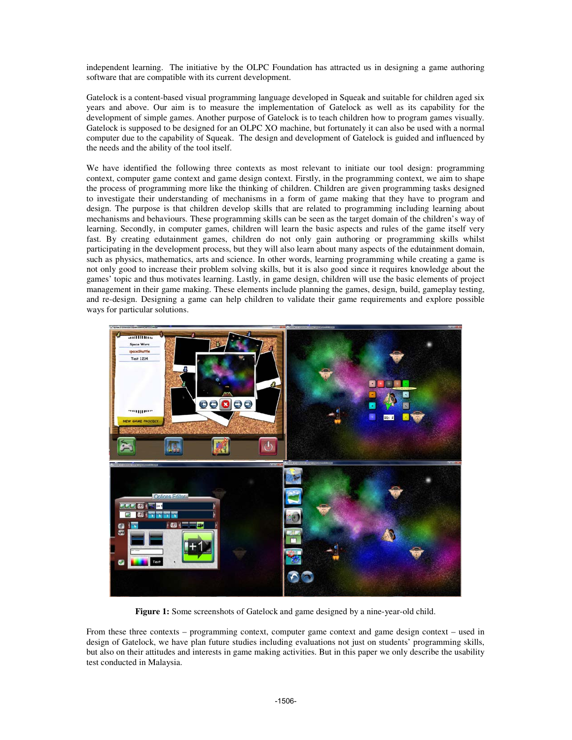independent learning. The initiative by the OLPC Foundation has attracted us in designing a game authoring software that are compatible with its current development.

Gatelock is a content-based visual programming language developed in Squeak and suitable for children aged six years and above. Our aim is to measure the implementation of Gatelock as well as its capability for the development of simple games. Another purpose of Gatelock is to teach children how to program games visually. Gatelock is supposed to be designed for an OLPC XO machine, but fortunately it can also be used with a normal computer due to the capability of Squeak. The design and development of Gatelock is guided and influenced by the needs and the ability of the tool itself.

We have identified the following three contexts as most relevant to initiate our tool design: programming context, computer game context and game design context. Firstly, in the programming context, we aim to shape the process of programming more like the thinking of children. Children are given programming tasks designed to investigate their understanding of mechanisms in a form of game making that they have to program and design. The purpose is that children develop skills that are related to programming including learning about mechanisms and behaviours. These programming skills can be seen as the target domain of the children's way of learning. Secondly, in computer games, children will learn the basic aspects and rules of the game itself very fast. By creating edutainment games, children do not only gain authoring or programming skills whilst participating in the development process, but they will also learn about many aspects of the edutainment domain, such as physics, mathematics, arts and science. In other words, learning programming while creating a game is not only good to increase their problem solving skills, but it is also good since it requires knowledge about the games' topic and thus motivates learning. Lastly, in game design, children will use the basic elements of project management in their game making. These elements include planning the games, design, build, gameplay testing, and re-design. Designing a game can help children to validate their game requirements and explore possible ways for particular solutions.

**Figure 1:** Some screenshots of Gatelock and game designed by a nine-year-old child.

From these three contexts – programming context, computer game context and game design context – used in design of Gatelock, we have plan future studies including evaluations not just on students' programming skills, but also on their attitudes and interests in game making activities. But in this paper we only describe the usability test conducted in Malaysia.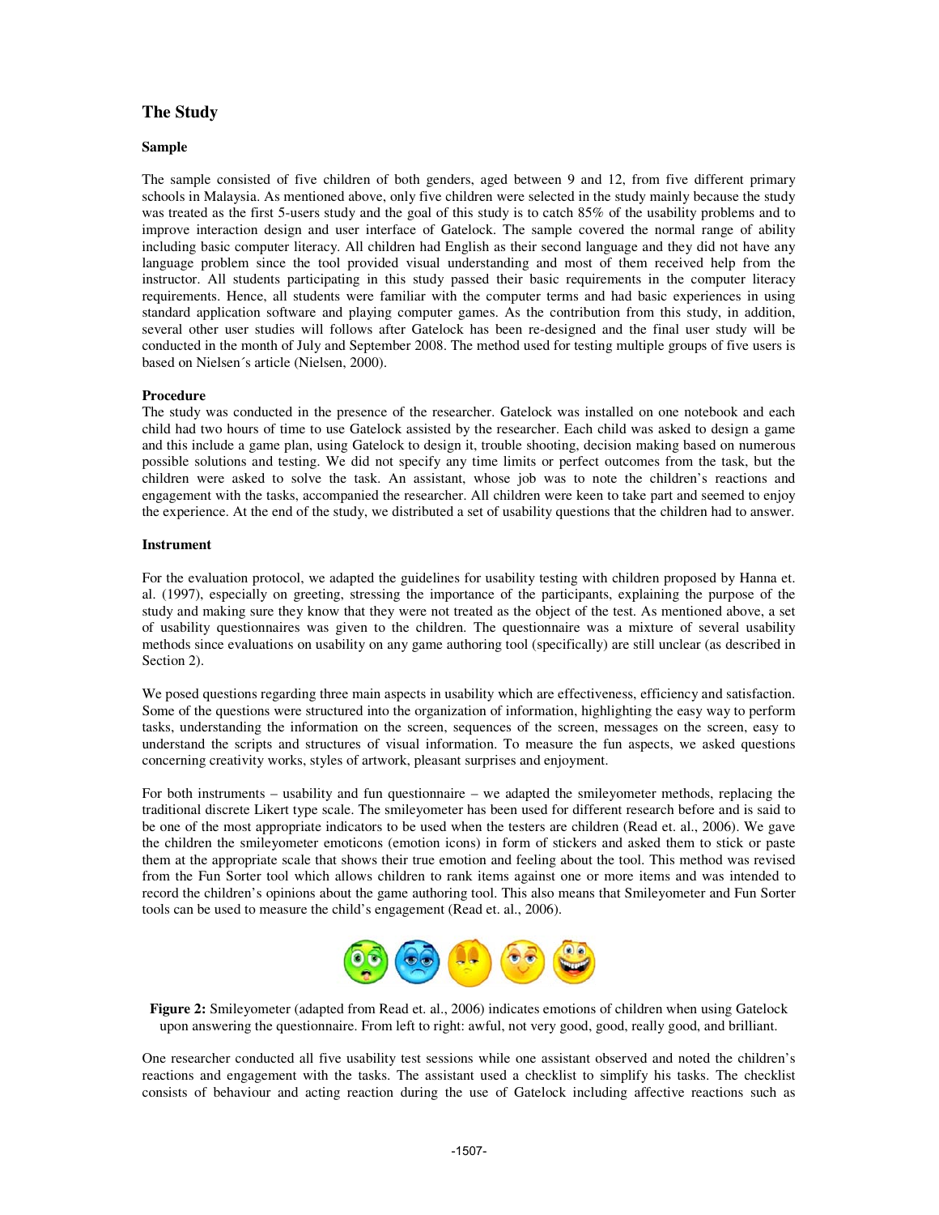## The Study

### Sample

The sample consisted of five children of both genders, aged between 9 and 12, from five different primary schools in Malaysia. As mentioned above, only five children were selected in the study mainly because the study was treated as the first 5-users study and the goal of this study is to catch 85% of the usability problems and to improve interaction design and user interface of Gatelock. The sample covered the normal range of ability including basic computer literacy. All children had English as their second language and they did not have any language problem since the tool provided visual understanding and most of them received help from the instructor. All students participating in this study passed their basic requirements in the computer literacy requirements. Hence, all students were familiar with the computer terms and had basic experiences in using standard application software and playing computer games. As the contribution from this study, in addition, several other user studies will follows after Gatelock has been re-designed and the final user study will be conducted in the month of July and September 2008. The method used for testing multiple groups of five users is based on Nielsen´s article (Nielsen, 2000).

### Procedure

The study was conducted in the presence of the researcher. Gatelock was installed on one notebook and each child had two hours of time to use Gatelock assisted by the researcher. Each child was asked to design a game and this include a game plan, using Gatelock to design it, trouble shooting, decision making based on numerous possible solutions and testing. We did not specify any time limits or perfect outcomes from the task, but the children were asked to solve the task. An assistant, whose job was to note the children's reactions and engagement with the tasks, accompanied the researcher. All children were keen to take part and seemed to enjoy the experience. At the end of the study, we distributed a set of usability questions that the children had to answer.

### Instrument

For the evaluation protocol, we adapted the guidelines for usability testing with children proposed by Hanna et. al. (1997), especially on greeting, stressing the importance of the participants, explaining the purpose of the study and making sure they know that they were not treated as the object of the test. As mentioned above, a set of usability questionnaires was given to the children. The questionnaire was a mixture of several usability methods since evaluations on usability on any game authoring tool (specifically) are still unclear (as described in Section 2).

We posed questions regarding three main aspects in usability which are effectiveness, efficiency and satisfaction. Some of the questions were structured into the organization of information, highlighting the easy way to perform tasks, understanding the information on the screen, sequences of the screen, messages on the screen, easy to understand the scripts and structures of visual information. To measure the fun aspects, we asked questions concerning creativity works, styles of artwork, pleasant surprises and enjoyment.

For both instruments – usability and fun questionnaire – we adapted the smileyometer methods, replacing the traditional discrete Likert type scale. The smileyometer has been used for different research before and is said to be one of the most appropriate indicators to be used when the testers are children (Read et. al., 2006). We gave the children the smileyometer emoticons (emotion icons) in form of stickers and asked them to stick or paste them at the appropriate scale that shows their true emotion and feeling about the tool. This method was revised from the Fun Sorter tool which allows children to rank items against one or more items and was intended to record the children's opinions about the game authoring tool. This also means that Smileyometer and Fun Sorter tools can be used to measure the child's engagement (Read et. al., 2006).

**Figure 2:** Smileyometer (adapted from Read et. al., 2006) indicates emotions of children when using Gatelock upon answering the questionnaire. From left to right: awful, not very good, good, really good, and brilliant.

One researcher conducted all five usability test sessions while one assistant observed and noted the children's reactions and engagement with the tasks. The assistant used a checklist to simplify his tasks. The checklist consists of behaviour and acting reaction during the use of Gatelock including affective reactions such as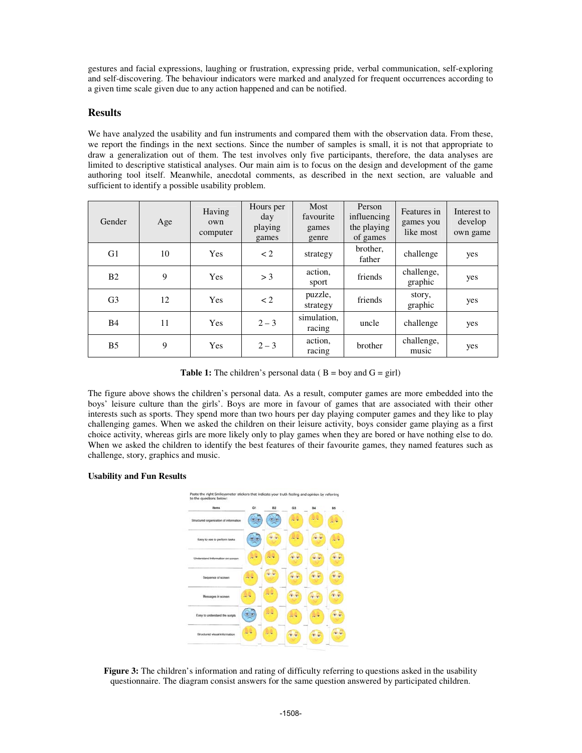gestures and facial expressions, laughing or frustration, expressing pride, verbal communication, self-exploring and self-discovering. The behaviour indicators were marked and analyzed for frequent occurrences according to a given time scale given due to any action happened and can be notified.

## Results

We have analyzed the usability and fun instruments and compared them with the observation data. From these, we report the findings in the next sections. Since the number of samples is small, it is not that appropriate to draw a generalization out of them. The test involves only five participants, therefore, the data analyses are limited to descriptive statistical analyses. Our main aim is to focus on the design and development of the game authoring tool itself. Meanwhile, anecdotal comments, as described in the next section, are valuable and sufficient to identify a possible usability problem.

| Gender | Age | Having own computer | Hours per day playing games | Most favourite games genre | Person influencing the playing of games | Features in games you like most | Interest to develop own game |
|---|---|---|---|---|---|---|---|
| G1 | 10 | Yes | < 2 | strategy | brother, father | challenge | yes |
| B2 | 9 | Yes | > 3 | action, sport | friends | challenge, graphic | yes |
| G3 | 12 | Yes | < 2 | puzzle, strategy | friends | story, graphic | yes |
| B4 | 11 | Yes | 2 – 3 | simulation, racing | uncle | challenge | yes |
| B5 | 9 | Yes | 2 – 3 | action, racing | brother | challenge, music | yes |

**Table 1:** The children's personal data ( B = boy and G = girl)

The figure above shows the children's personal data. As a result, computer games are more embedded into the boys' leisure culture than the girls'. Boys are more in favour of games that are associated with their other interests such as sports. They spend more than two hours per day playing computer games and they like to play challenging games. When we asked the children on their leisure activity, boys consider game playing as a first choice activity, whereas girls are more likely only to play games when they are bored or have nothing else to do. When we asked the children to identify the best features of their favourite games, they named features such as challenge, story, graphics and music.

**Usability and Fun Results**

**Figure 3:** The children's information and rating of difficulty referring to questions asked in the usability questionnaire. The diagram consist answers for the same question answered by participated children.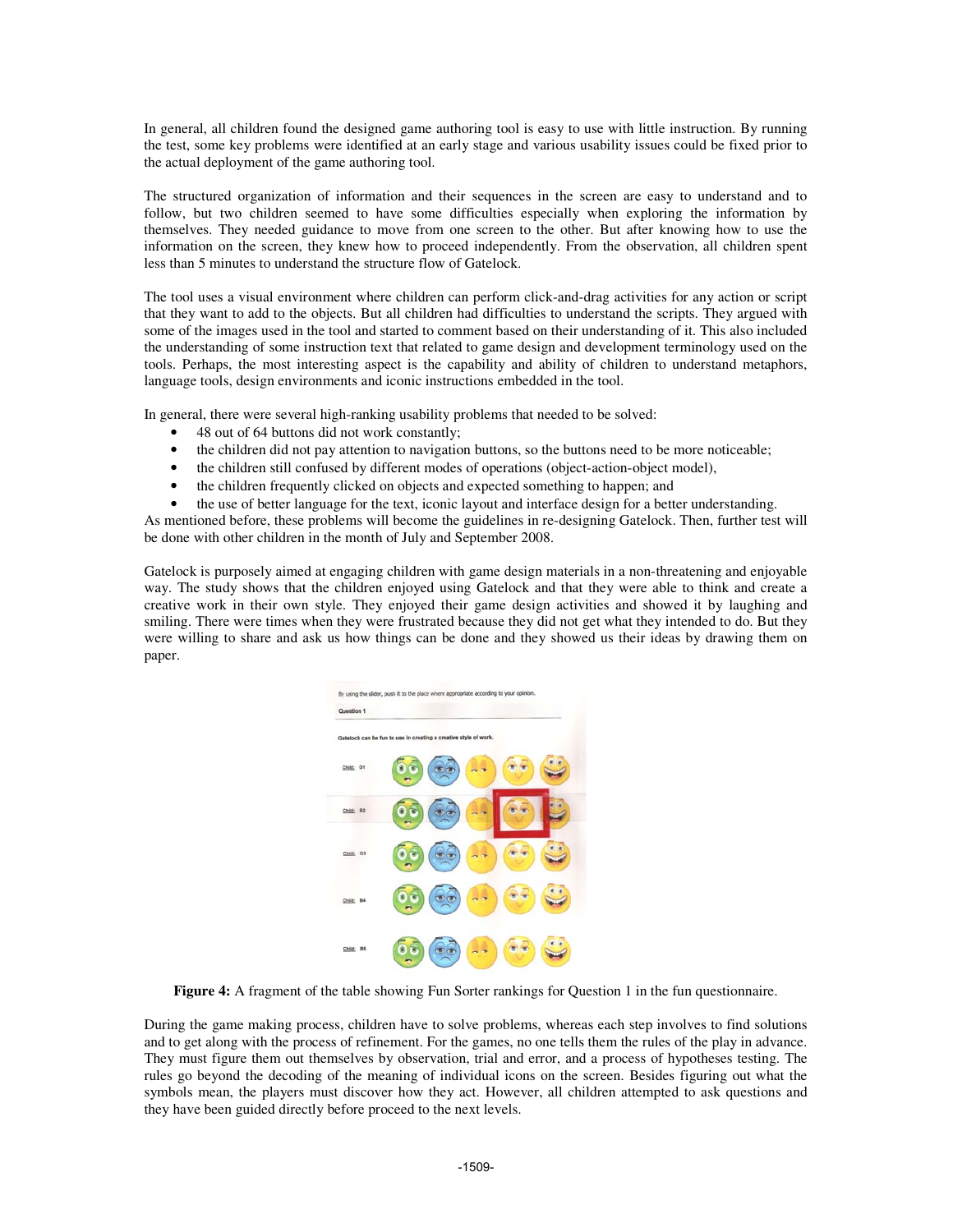In general, all children found the designed game authoring tool is easy to use with little instruction. By running the test, some key problems were identified at an early stage and various usability issues could be fixed prior to the actual deployment of the game authoring tool.

The structured organization of information and their sequences in the screen are easy to understand and to follow, but two children seemed to have some difficulties especially when exploring the information by themselves. They needed guidance to move from one screen to the other. But after knowing how to use the information on the screen, they knew how to proceed independently. From the observation, all children spent less than 5 minutes to understand the structure flow of Gatelock.

The tool uses a visual environment where children can perform click-and-drag activities for any action or script that they want to add to the objects. But all children had difficulties to understand the scripts. They argued with some of the images used in the tool and started to comment based on their understanding of it. This also included the understanding of some instruction text that related to game design and development terminology used on the tools. Perhaps, the most interesting aspect is the capability and ability of children to understand metaphors, language tools, design environments and iconic instructions embedded in the tool.

In general, there were several high-ranking usability problems that needed to be solved:

- 48 out of 64 buttons did not work constantly;
- the children did not pay attention to navigation buttons, so the buttons need to be more noticeable;
- the children still confused by different modes of operations (object-action-object model),
- the children frequently clicked on objects and expected something to happen; and
- the use of better language for the text, iconic layout and interface design for a better understanding.

As mentioned before, these problems will become the guidelines in re-designing Gatelock. Then, further test will be done with other children in the month of July and September 2008.

Gatelock is purposely aimed at engaging children with game design materials in a non-threatening and enjoyable way. The study shows that the children enjoyed using Gatelock and that they were able to think and create a creative work in their own style. They enjoyed their game design activities and showed it by laughing and smiling. There were times when they were frustrated because they did not get what they intended to do. But they were willing to share and ask us how things can be done and they showed us their ideas by drawing them on paper.

**Figure 4:** A fragment of the table showing Fun Sorter rankings for Question 1 in the fun questionnaire.

During the game making process, children have to solve problems, whereas each step involves to find solutions and to get along with the process of refinement. For the games, no one tells them the rules of the play in advance. They must figure them out themselves by observation, trial and error, and a process of hypotheses testing. The rules go beyond the decoding of the meaning of individual icons on the screen. Besides figuring out what the symbols mean, the players must discover how they act. However, all children attempted to ask questions and they have been guided directly before proceed to the next levels.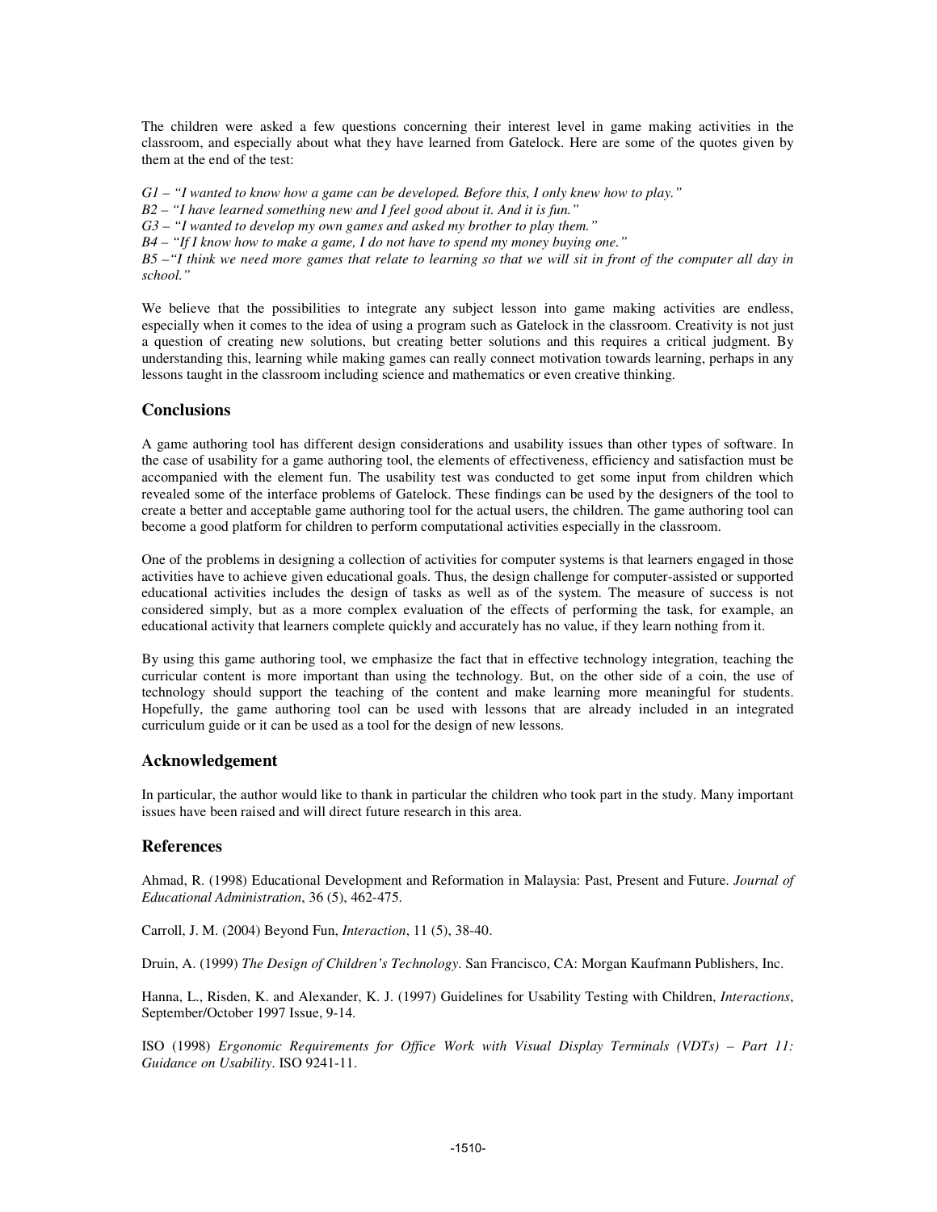The children were asked a few questions concerning their interest level in game making activities in the classroom, and especially about what they have learned from Gatelock. Here are some of the quotes given by them at the end of the test:

*G1 – "I wanted to know how a game can be developed. Before this, I only knew how to play."*
*B2 – "I have learned something new and I feel good about it. And it is fun."*
*G3 – "I wanted to develop my own games and asked my brother to play them."*
*B4 – "If I know how to make a game, I do not have to spend my money buying one."*
*B5 –"I think we need more games that relate to learning so that we will sit in front of the computer all day in school."*

We believe that the possibilities to integrate any subject lesson into game making activities are endless, especially when it comes to the idea of using a program such as Gatelock in the classroom. Creativity is not just a question of creating new solutions, but creating better solutions and this requires a critical judgment. By understanding this, learning while making games can really connect motivation towards learning, perhaps in any lessons taught in the classroom including science and mathematics or even creative thinking.

## Conclusions

A game authoring tool has different design considerations and usability issues than other types of software. In the case of usability for a game authoring tool, the elements of effectiveness, efficiency and satisfaction must be accompanied with the element fun. The usability test was conducted to get some input from children which revealed some of the interface problems of Gatelock. These findings can be used by the designers of the tool to create a better and acceptable game authoring tool for the actual users, the children. The game authoring tool can become a good platform for children to perform computational activities especially in the classroom.

One of the problems in designing a collection of activities for computer systems is that learners engaged in those activities have to achieve given educational goals. Thus, the design challenge for computer-assisted or supported educational activities includes the design of tasks as well as of the system. The measure of success is not considered simply, but as a more complex evaluation of the effects of performing the task, for example, an educational activity that learners complete quickly and accurately has no value, if they learn nothing from it.

By using this game authoring tool, we emphasize the fact that in effective technology integration, teaching the curricular content is more important than using the technology. But, on the other side of a coin, the use of technology should support the teaching of the content and make learning more meaningful for students. Hopefully, the game authoring tool can be used with lessons that are already included in an integrated curriculum guide or it can be used as a tool for the design of new lessons.

## Acknowledgement

In particular, the author would like to thank in particular the children who took part in the study. Many important issues have been raised and will direct future research in this area.

## References

Ahmad, R. (1998) Educational Development and Reformation in Malaysia: Past, Present and Future. *Journal of Educational Administration*, 36 (5), 462-475.

Carroll, J. M. (2004) Beyond Fun, *Interaction*, 11 (5), 38-40.

Druin, A. (1999) *The Design of Children's Technology*. San Francisco, CA: Morgan Kaufmann Publishers, Inc.

Hanna, L., Risden, K. and Alexander, K. J. (1997) Guidelines for Usability Testing with Children, *Interactions*, September/October 1997 Issue, 9-14.

ISO (1998) *Ergonomic Requirements for Office Work with Visual Display Terminals (VDTs) – Part 11: Guidance on Usability*. ISO 9241-11.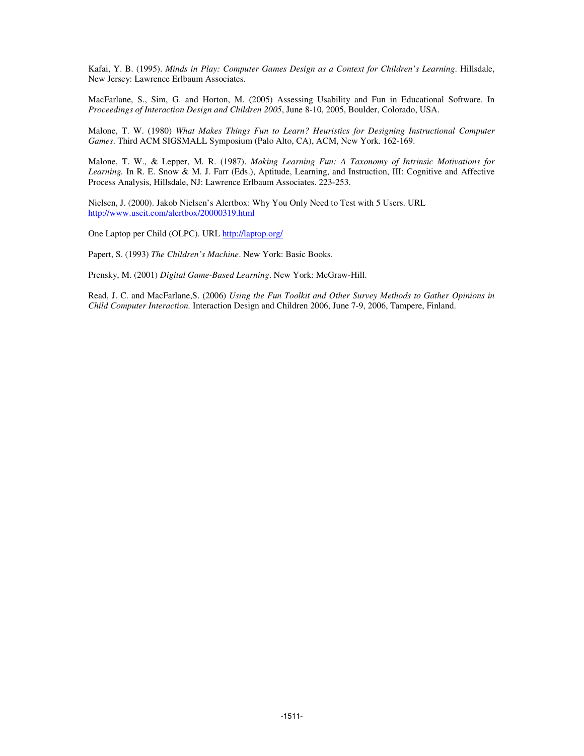Kafai, Y. B. (1995). *Minds in Play: Computer Games Design as a Context for Children's Learning*. Hillsdale, New Jersey: Lawrence Erlbaum Associates.

MacFarlane, S., Sim, G. and Horton, M. (2005) Assessing Usability and Fun in Educational Software. In *Proceedings of Interaction Design and Children 2005*, June 8-10, 2005, Boulder, Colorado, USA.

Malone, T. W. (1980) *What Makes Things Fun to Learn? Heuristics for Designing Instructional Computer Games*. Third ACM SIGSMALL Symposium (Palo Alto, CA), ACM, New York. 162-169.

Malone, T. W., & Lepper, M. R. (1987). *Making Learning Fun: A Taxonomy of Intrinsic Motivations for Learning.* In R. E. Snow & M. J. Farr (Eds.), Aptitude, Learning, and Instruction, III: Cognitive and Affective Process Analysis, Hillsdale, NJ: Lawrence Erlbaum Associates. 223-253.

Nielsen, J. (2000). Jakob Nielsen's Alertbox: Why You Only Need to Test with 5 Users. URL http://www.useit.com/alertbox/20000319.html

One Laptop per Child (OLPC). URL http://laptop.org/

Papert, S. (1993) *The Children's Machine*. New York: Basic Books.

Prensky, M. (2001) *Digital Game-Based Learning*. New York: McGraw-Hill.

Read, J. C. and MacFarlane,S. (2006) *Using the Fun Toolkit and Other Survey Methods to Gather Opinions in Child Computer Interaction.* Interaction Design and Children 2006, June 7-9, 2006, Tampere, Finland.